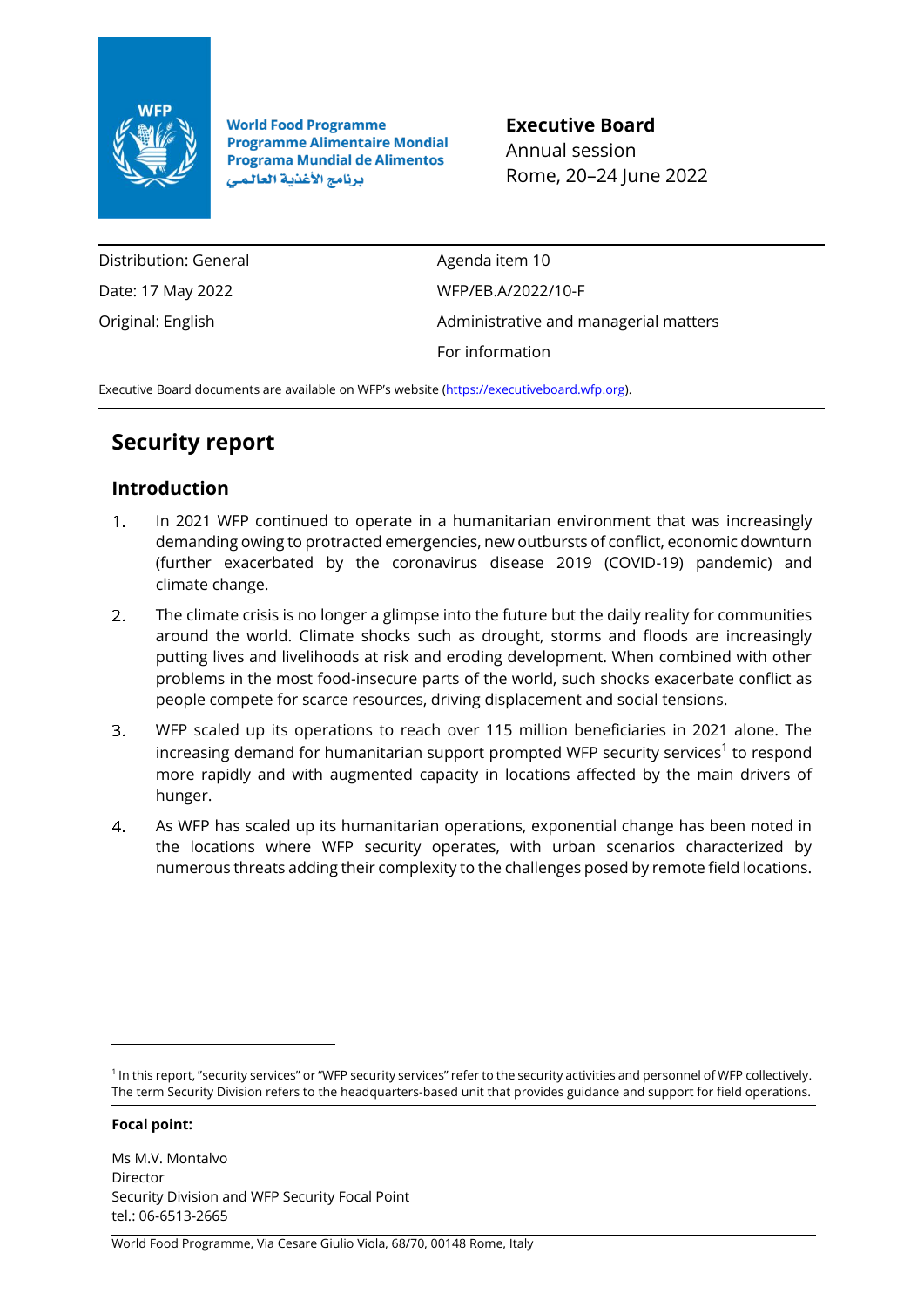World Food Programme
Programme Alimentaire Mondial
Programa Mundial de Alimentos
برنامج الأغذية العالمي

**Executive Board**
Annual session
Rome, 20–24 June 2022

| | |
|---|---|
| Distribution: General | Agenda item 10 |
| Date: 17 May 2022 | WFP/EB.A/2022/10-F |
| Original: English | Administrative and managerial matters |
| | For information |

Executive Board documents are available on WFP's website (https://executiveboard.wfp.org).

# Security report

## Introduction

1. In 2021 WFP continued to operate in a humanitarian environment that was increasingly demanding owing to protracted emergencies, new outbursts of conflict, economic downturn (further exacerbated by the coronavirus disease 2019 (COVID-19) pandemic) and climate change.

2. The climate crisis is no longer a glimpse into the future but the daily reality for communities around the world. Climate shocks such as drought, storms and floods are increasingly putting lives and livelihoods at risk and eroding development. When combined with other problems in the most food-insecure parts of the world, such shocks exacerbate conflict as people compete for scarce resources, driving displacement and social tensions.

3. WFP scaled up its operations to reach over 115 million beneficiaries in 2021 alone. The increasing demand for humanitarian support prompted WFP security services[1] to respond more rapidly and with augmented capacity in locations affected by the main drivers of hunger.

4. As WFP has scaled up its humanitarian operations, exponential change has been noted in the locations where WFP security operates, with urban scenarios characterized by numerous threats adding their complexity to the challenges posed by remote field locations.

[1] In this report, "security services" or "WFP security services" refer to the security activities and personnel of WFP collectively. The term Security Division refers to the headquarters-based unit that provides guidance and support for field operations.

**Focal point:**

Ms M.V. Montalvo
Director
Security Division and WFP Security Focal Point
tel.: 06-6513-2665

World Food Programme, Via Cesare Giulio Viola, 68/70, 00148 Rome, Italy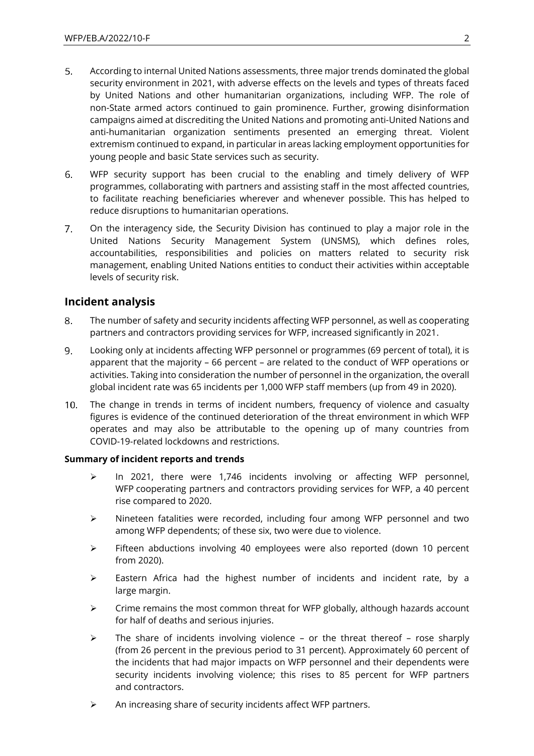5. According to internal United Nations assessments, three major trends dominated the global security environment in 2021, with adverse effects on the levels and types of threats faced by United Nations and other humanitarian organizations, including WFP. The role of non-State armed actors continued to gain prominence. Further, growing disinformation campaigns aimed at discrediting the United Nations and promoting anti-United Nations and anti-humanitarian organization sentiments presented an emerging threat. Violent extremism continued to expand, in particular in areas lacking employment opportunities for young people and basic State services such as security.

6. WFP security support has been crucial to the enabling and timely delivery of WFP programmes, collaborating with partners and assisting staff in the most affected countries, to facilitate reaching beneficiaries wherever and whenever possible. This has helped to reduce disruptions to humanitarian operations.

7. On the interagency side, the Security Division has continued to play a major role in the United Nations Security Management System (UNSMS), which defines roles, accountabilities, responsibilities and policies on matters related to security risk management, enabling United Nations entities to conduct their activities within acceptable levels of security risk.

## Incident analysis

8. The number of safety and security incidents affecting WFP personnel, as well as cooperating partners and contractors providing services for WFP, increased significantly in 2021.

9. Looking only at incidents affecting WFP personnel or programmes (69 percent of total), it is apparent that the majority – 66 percent – are related to the conduct of WFP operations or activities. Taking into consideration the number of personnel in the organization, the overall global incident rate was 65 incidents per 1,000 WFP staff members (up from 49 in 2020).

10. The change in trends in terms of incident numbers, frequency of violence and casualty figures is evidence of the continued deterioration of the threat environment in which WFP operates and may also be attributable to the opening up of many countries from COVID-19-related lockdowns and restrictions.

**Summary of incident reports and trends**

- In 2021, there were 1,746 incidents involving or affecting WFP personnel, WFP cooperating partners and contractors providing services for WFP, a 40 percent rise compared to 2020.
- Nineteen fatalities were recorded, including four among WFP personnel and two among WFP dependents; of these six, two were due to violence.
- Fifteen abductions involving 40 employees were also reported (down 10 percent from 2020).
- Eastern Africa had the highest number of incidents and incident rate, by a large margin.
- Crime remains the most common threat for WFP globally, although hazards account for half of deaths and serious injuries.
- The share of incidents involving violence – or the threat thereof – rose sharply (from 26 percent in the previous period to 31 percent). Approximately 60 percent of the incidents that had major impacts on WFP personnel and their dependents were security incidents involving violence; this rises to 85 percent for WFP partners and contractors.
- An increasing share of security incidents affect WFP partners.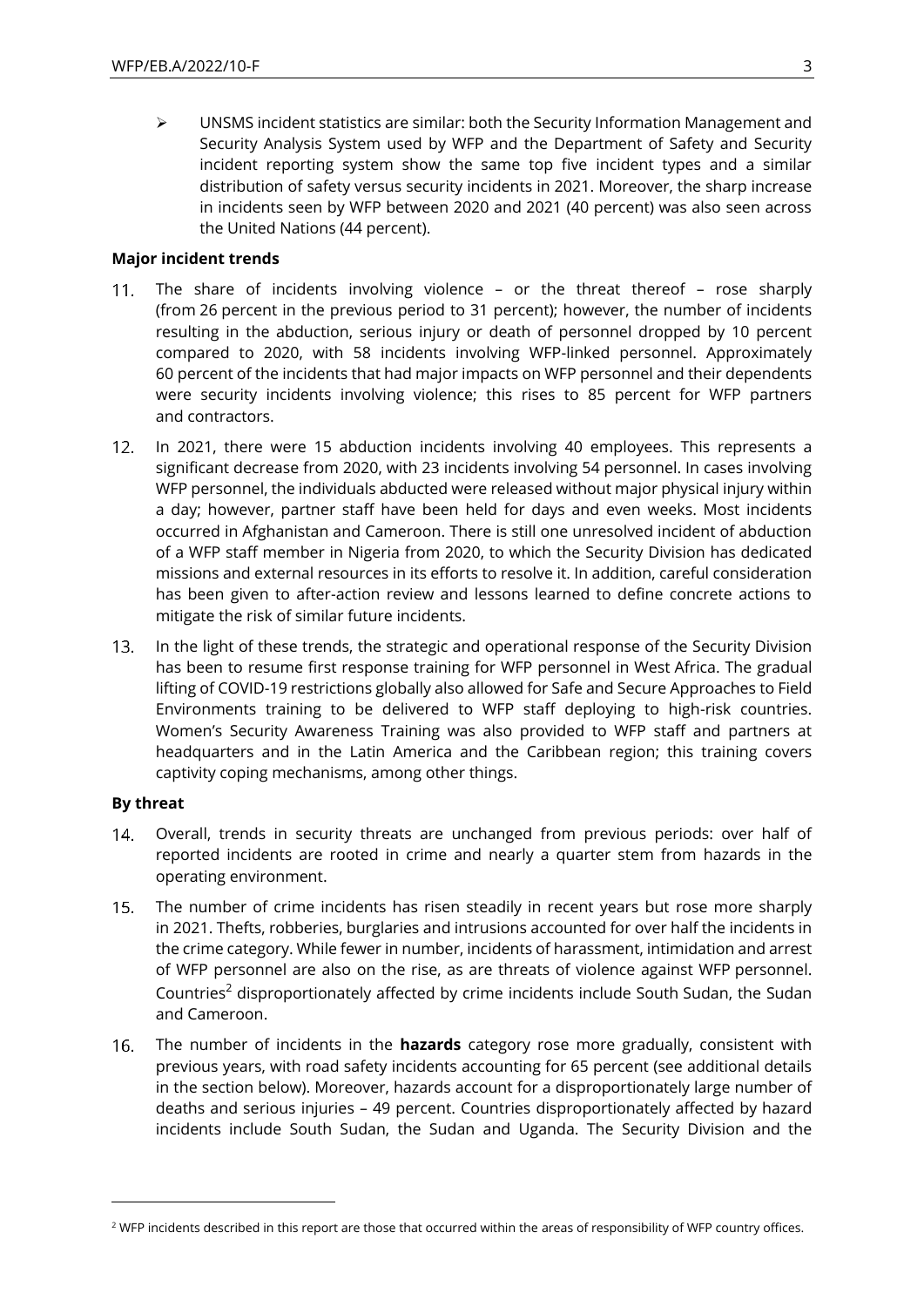- UNSMS incident statistics are similar: both the Security Information Management and Security Analysis System used by WFP and the Department of Safety and Security incident reporting system show the same top five incident types and a similar distribution of safety versus security incidents in 2021. Moreover, the sharp increase in incidents seen by WFP between 2020 and 2021 (40 percent) was also seen across the United Nations (44 percent).

**Major incident trends**

11. The share of incidents involving violence – or the threat thereof – rose sharply (from 26 percent in the previous period to 31 percent); however, the number of incidents resulting in the abduction, serious injury or death of personnel dropped by 10 percent compared to 2020, with 58 incidents involving WFP-linked personnel. Approximately 60 percent of the incidents that had major impacts on WFP personnel and their dependents were security incidents involving violence; this rises to 85 percent for WFP partners and contractors.

12. In 2021, there were 15 abduction incidents involving 40 employees. This represents a significant decrease from 2020, with 23 incidents involving 54 personnel. In cases involving WFP personnel, the individuals abducted were released without major physical injury within a day; however, partner staff have been held for days and even weeks. Most incidents occurred in Afghanistan and Cameroon. There is still one unresolved incident of abduction of a WFP staff member in Nigeria from 2020, to which the Security Division has dedicated missions and external resources in its efforts to resolve it. In addition, careful consideration has been given to after-action review and lessons learned to define concrete actions to mitigate the risk of similar future incidents.

13. In the light of these trends, the strategic and operational response of the Security Division has been to resume first response training for WFP personnel in West Africa. The gradual lifting of COVID-19 restrictions globally also allowed for Safe and Secure Approaches to Field Environments training to be delivered to WFP staff deploying to high-risk countries. Women's Security Awareness Training was also provided to WFP staff and partners at headquarters and in the Latin America and the Caribbean region; this training covers captivity coping mechanisms, among other things.

**By threat**

14. Overall, trends in security threats are unchanged from previous periods: over half of reported incidents are rooted in crime and nearly a quarter stem from hazards in the operating environment.

15. The number of crime incidents has risen steadily in recent years but rose more sharply in 2021. Thefts, robberies, burglaries and intrusions accounted for over half the incidents in the crime category. While fewer in number, incidents of harassment, intimidation and arrest of WFP personnel are also on the rise, as are threats of violence against WFP personnel. Countries[2] disproportionately affected by crime incidents include South Sudan, the Sudan and Cameroon.

16. The number of incidents in the **hazards** category rose more gradually, consistent with previous years, with road safety incidents accounting for 65 percent (see additional details in the section below). Moreover, hazards account for a disproportionately large number of deaths and serious injuries – 49 percent. Countries disproportionately affected by hazard incidents include South Sudan, the Sudan and Uganda. The Security Division and the

[2] WFP incidents described in this report are those that occurred within the areas of responsibility of WFP country offices.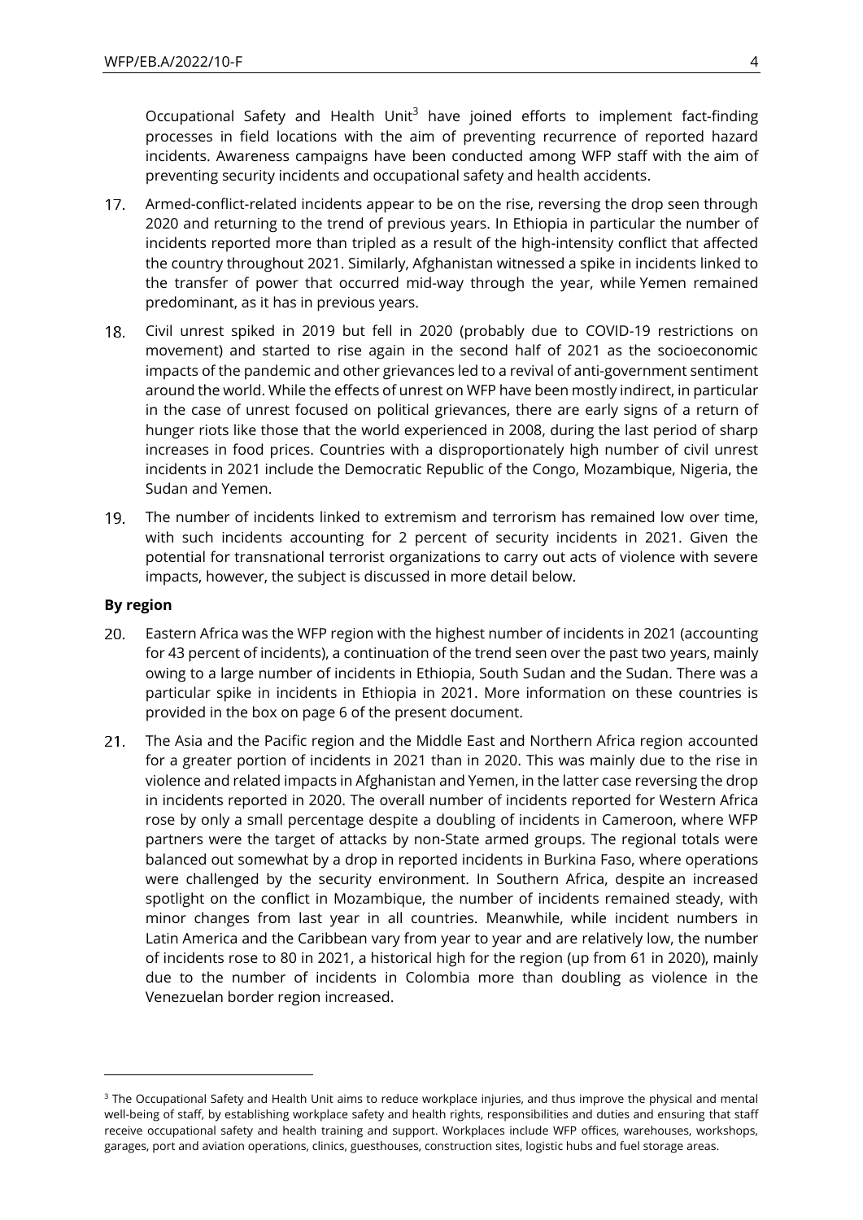Occupational Safety and Health Unit[3] have joined efforts to implement fact-finding processes in field locations with the aim of preventing recurrence of reported hazard incidents. Awareness campaigns have been conducted among WFP staff with the aim of preventing security incidents and occupational safety and health accidents.

17. Armed-conflict-related incidents appear to be on the rise, reversing the drop seen through 2020 and returning to the trend of previous years. In Ethiopia in particular the number of incidents reported more than tripled as a result of the high-intensity conflict that affected the country throughout 2021. Similarly, Afghanistan witnessed a spike in incidents linked to the transfer of power that occurred mid-way through the year, while Yemen remained predominant, as it has in previous years.

18. Civil unrest spiked in 2019 but fell in 2020 (probably due to COVID-19 restrictions on movement) and started to rise again in the second half of 2021 as the socioeconomic impacts of the pandemic and other grievances led to a revival of anti-government sentiment around the world. While the effects of unrest on WFP have been mostly indirect, in particular in the case of unrest focused on political grievances, there are early signs of a return of hunger riots like those that the world experienced in 2008, during the last period of sharp increases in food prices. Countries with a disproportionately high number of civil unrest incidents in 2021 include the Democratic Republic of the Congo, Mozambique, Nigeria, the Sudan and Yemen.

19. The number of incidents linked to extremism and terrorism has remained low over time, with such incidents accounting for 2 percent of security incidents in 2021. Given the potential for transnational terrorist organizations to carry out acts of violence with severe impacts, however, the subject is discussed in more detail below.

**By region**

20. Eastern Africa was the WFP region with the highest number of incidents in 2021 (accounting for 43 percent of incidents), a continuation of the trend seen over the past two years, mainly owing to a large number of incidents in Ethiopia, South Sudan and the Sudan. There was a particular spike in incidents in Ethiopia in 2021. More information on these countries is provided in the box on page 6 of the present document.

21. The Asia and the Pacific region and the Middle East and Northern Africa region accounted for a greater portion of incidents in 2021 than in 2020. This was mainly due to the rise in violence and related impacts in Afghanistan and Yemen, in the latter case reversing the drop in incidents reported in 2020. The overall number of incidents reported for Western Africa rose by only a small percentage despite a doubling of incidents in Cameroon, where WFP partners were the target of attacks by non-State armed groups. The regional totals were balanced out somewhat by a drop in reported incidents in Burkina Faso, where operations were challenged by the security environment. In Southern Africa, despite an increased spotlight on the conflict in Mozambique, the number of incidents remained steady, with minor changes from last year in all countries. Meanwhile, while incident numbers in Latin America and the Caribbean vary from year to year and are relatively low, the number of incidents rose to 80 in 2021, a historical high for the region (up from 61 in 2020), mainly due to the number of incidents in Colombia more than doubling as violence in the Venezuelan border region increased.

---

[3] The Occupational Safety and Health Unit aims to reduce workplace injuries, and thus improve the physical and mental well-being of staff, by establishing workplace safety and health rights, responsibilities and duties and ensuring that staff receive occupational safety and health training and support. Workplaces include WFP offices, warehouses, workshops, garages, port and aviation operations, clinics, guesthouses, construction sites, logistic hubs and fuel storage areas.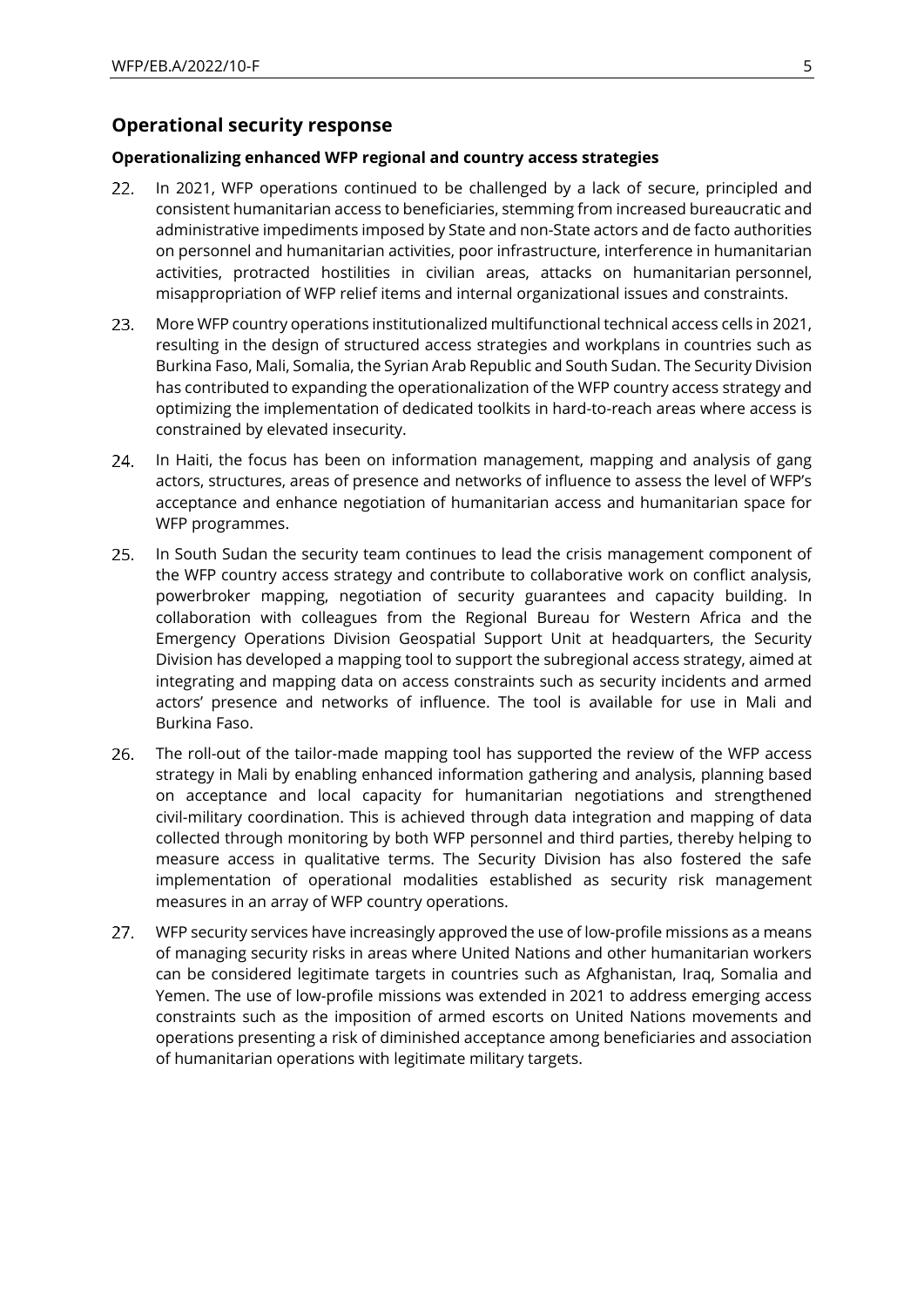## Operational security response

### Operationalizing enhanced WFP regional and country access strategies

22. In 2021, WFP operations continued to be challenged by a lack of secure, principled and consistent humanitarian access to beneficiaries, stemming from increased bureaucratic and administrative impediments imposed by State and non-State actors and de facto authorities on personnel and humanitarian activities, poor infrastructure, interference in humanitarian activities, protracted hostilities in civilian areas, attacks on humanitarian personnel, misappropriation of WFP relief items and internal organizational issues and constraints.

23. More WFP country operations institutionalized multifunctional technical access cells in 2021, resulting in the design of structured access strategies and workplans in countries such as Burkina Faso, Mali, Somalia, the Syrian Arab Republic and South Sudan. The Security Division has contributed to expanding the operationalization of the WFP country access strategy and optimizing the implementation of dedicated toolkits in hard-to-reach areas where access is constrained by elevated insecurity.

24. In Haiti, the focus has been on information management, mapping and analysis of gang actors, structures, areas of presence and networks of influence to assess the level of WFP's acceptance and enhance negotiation of humanitarian access and humanitarian space for WFP programmes.

25. In South Sudan the security team continues to lead the crisis management component of the WFP country access strategy and contribute to collaborative work on conflict analysis, powerbroker mapping, negotiation of security guarantees and capacity building. In collaboration with colleagues from the Regional Bureau for Western Africa and the Emergency Operations Division Geospatial Support Unit at headquarters, the Security Division has developed a mapping tool to support the subregional access strategy, aimed at integrating and mapping data on access constraints such as security incidents and armed actors' presence and networks of influence. The tool is available for use in Mali and Burkina Faso.

26. The roll-out of the tailor-made mapping tool has supported the review of the WFP access strategy in Mali by enabling enhanced information gathering and analysis, planning based on acceptance and local capacity for humanitarian negotiations and strengthened civil-military coordination. This is achieved through data integration and mapping of data collected through monitoring by both WFP personnel and third parties, thereby helping to measure access in qualitative terms. The Security Division has also fostered the safe implementation of operational modalities established as security risk management measures in an array of WFP country operations.

27. WFP security services have increasingly approved the use of low-profile missions as a means of managing security risks in areas where United Nations and other humanitarian workers can be considered legitimate targets in countries such as Afghanistan, Iraq, Somalia and Yemen. The use of low-profile missions was extended in 2021 to address emerging access constraints such as the imposition of armed escorts on United Nations movements and operations presenting a risk of diminished acceptance among beneficiaries and association of humanitarian operations with legitimate military targets.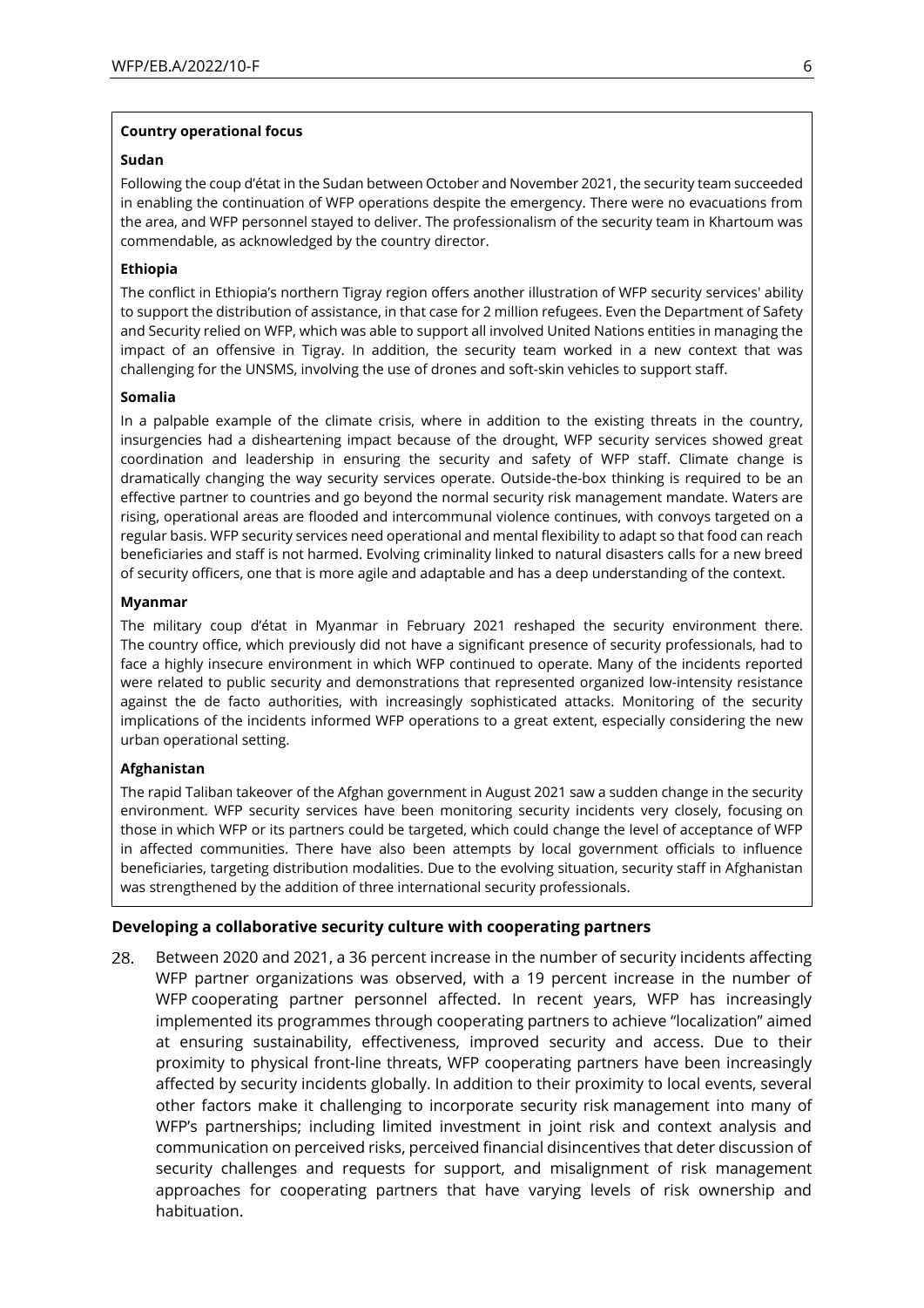**Country operational focus**

**Sudan**

Following the coup d'état in the Sudan between October and November 2021, the security team succeeded in enabling the continuation of WFP operations despite the emergency. There were no evacuations from the area, and WFP personnel stayed to deliver. The professionalism of the security team in Khartoum was commendable, as acknowledged by the country director.

**Ethiopia**

The conflict in Ethiopia's northern Tigray region offers another illustration of WFP security services' ability to support the distribution of assistance, in that case for 2 million refugees. Even the Department of Safety and Security relied on WFP, which was able to support all involved United Nations entities in managing the impact of an offensive in Tigray. In addition, the security team worked in a new context that was challenging for the UNSMS, involving the use of drones and soft-skin vehicles to support staff.

**Somalia**

In a palpable example of the climate crisis, where in addition to the existing threats in the country, insurgencies had a disheartening impact because of the drought, WFP security services showed great coordination and leadership in ensuring the security and safety of WFP staff. Climate change is dramatically changing the way security services operate. Outside-the-box thinking is required to be an effective partner to countries and go beyond the normal security risk management mandate. Waters are rising, operational areas are flooded and intercommunal violence continues, with convoys targeted on a regular basis. WFP security services need operational and mental flexibility to adapt so that food can reach beneficiaries and staff is not harmed. Evolving criminality linked to natural disasters calls for a new breed of security officers, one that is more agile and adaptable and has a deep understanding of the context.

**Myanmar**

The military coup d'état in Myanmar in February 2021 reshaped the security environment there. The country office, which previously did not have a significant presence of security professionals, had to face a highly insecure environment in which WFP continued to operate. Many of the incidents reported were related to public security and demonstrations that represented organized low-intensity resistance against the de facto authorities, with increasingly sophisticated attacks. Monitoring of the security implications of the incidents informed WFP operations to a great extent, especially considering the new urban operational setting.

**Afghanistan**

The rapid Taliban takeover of the Afghan government in August 2021 saw a sudden change in the security environment. WFP security services have been monitoring security incidents very closely, focusing on those in which WFP or its partners could be targeted, which could change the level of acceptance of WFP in affected communities. There have also been attempts by local government officials to influence beneficiaries, targeting distribution modalities. Due to the evolving situation, security staff in Afghanistan was strengthened by the addition of three international security professionals.

### Developing a collaborative security culture with cooperating partners

28. Between 2020 and 2021, a 36 percent increase in the number of security incidents affecting WFP partner organizations was observed, with a 19 percent increase in the number of WFP cooperating partner personnel affected. In recent years, WFP has increasingly implemented its programmes through cooperating partners to achieve "localization" aimed at ensuring sustainability, effectiveness, improved security and access. Due to their proximity to physical front-line threats, WFP cooperating partners have been increasingly affected by security incidents globally. In addition to their proximity to local events, several other factors make it challenging to incorporate security risk management into many of WFP's partnerships; including limited investment in joint risk and context analysis and communication on perceived risks, perceived financial disincentives that deter discussion of security challenges and requests for support, and misalignment of risk management approaches for cooperating partners that have varying levels of risk ownership and habituation.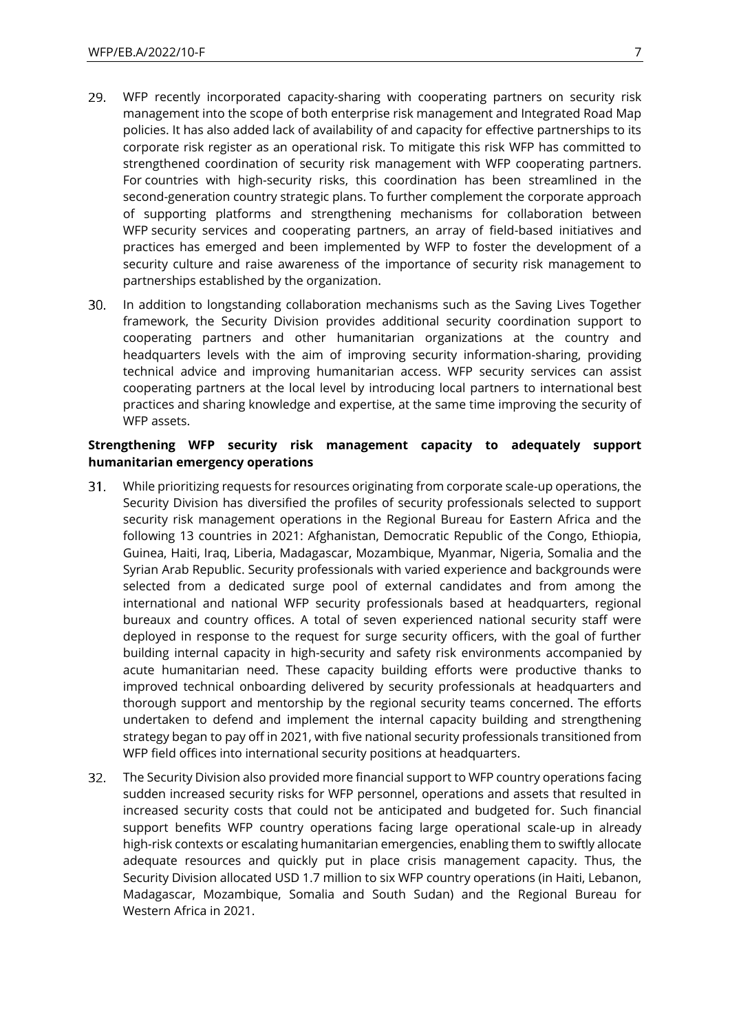29. WFP recently incorporated capacity-sharing with cooperating partners on security risk management into the scope of both enterprise risk management and Integrated Road Map policies. It has also added lack of availability of and capacity for effective partnerships to its corporate risk register as an operational risk. To mitigate this risk WFP has committed to strengthened coordination of security risk management with WFP cooperating partners. For countries with high-security risks, this coordination has been streamlined in the second-generation country strategic plans. To further complement the corporate approach of supporting platforms and strengthening mechanisms for collaboration between WFP security services and cooperating partners, an array of field-based initiatives and practices has emerged and been implemented by WFP to foster the development of a security culture and raise awareness of the importance of security risk management to partnerships established by the organization.

30. In addition to longstanding collaboration mechanisms such as the Saving Lives Together framework, the Security Division provides additional security coordination support to cooperating partners and other humanitarian organizations at the country and headquarters levels with the aim of improving security information-sharing, providing technical advice and improving humanitarian access. WFP security services can assist cooperating partners at the local level by introducing local partners to international best practices and sharing knowledge and expertise, at the same time improving the security of WFP assets.

**Strengthening WFP security risk management capacity to adequately support humanitarian emergency operations**

31. While prioritizing requests for resources originating from corporate scale-up operations, the Security Division has diversified the profiles of security professionals selected to support security risk management operations in the Regional Bureau for Eastern Africa and the following 13 countries in 2021: Afghanistan, Democratic Republic of the Congo, Ethiopia, Guinea, Haiti, Iraq, Liberia, Madagascar, Mozambique, Myanmar, Nigeria, Somalia and the Syrian Arab Republic. Security professionals with varied experience and backgrounds were selected from a dedicated surge pool of external candidates and from among the international and national WFP security professionals based at headquarters, regional bureaux and country offices. A total of seven experienced national security staff were deployed in response to the request for surge security officers, with the goal of further building internal capacity in high-security and safety risk environments accompanied by acute humanitarian need. These capacity building efforts were productive thanks to improved technical onboarding delivered by security professionals at headquarters and thorough support and mentorship by the regional security teams concerned. The efforts undertaken to defend and implement the internal capacity building and strengthening strategy began to pay off in 2021, with five national security professionals transitioned from WFP field offices into international security positions at headquarters.

32. The Security Division also provided more financial support to WFP country operations facing sudden increased security risks for WFP personnel, operations and assets that resulted in increased security costs that could not be anticipated and budgeted for. Such financial support benefits WFP country operations facing large operational scale-up in already high-risk contexts or escalating humanitarian emergencies, enabling them to swiftly allocate adequate resources and quickly put in place crisis management capacity. Thus, the Security Division allocated USD 1.7 million to six WFP country operations (in Haiti, Lebanon, Madagascar, Mozambique, Somalia and South Sudan) and the Regional Bureau for Western Africa in 2021.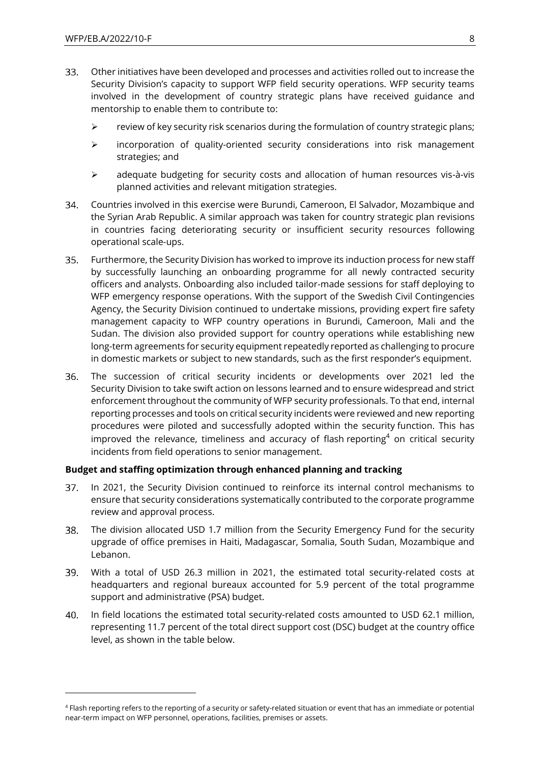33. Other initiatives have been developed and processes and activities rolled out to increase the Security Division's capacity to support WFP field security operations. WFP security teams involved in the development of country strategic plans have received guidance and mentorship to enable them to contribute to:

   - review of key security risk scenarios during the formulation of country strategic plans;
   - incorporation of quality-oriented security considerations into risk management strategies; and
   - adequate budgeting for security costs and allocation of human resources vis-à-vis planned activities and relevant mitigation strategies.

34. Countries involved in this exercise were Burundi, Cameroon, El Salvador, Mozambique and the Syrian Arab Republic. A similar approach was taken for country strategic plan revisions in countries facing deteriorating security or insufficient security resources following operational scale-ups.

35. Furthermore, the Security Division has worked to improve its induction process for new staff by successfully launching an onboarding programme for all newly contracted security officers and analysts. Onboarding also included tailor-made sessions for staff deploying to WFP emergency response operations. With the support of the Swedish Civil Contingencies Agency, the Security Division continued to undertake missions, providing expert fire safety management capacity to WFP country operations in Burundi, Cameroon, Mali and the Sudan. The division also provided support for country operations while establishing new long-term agreements for security equipment repeatedly reported as challenging to procure in domestic markets or subject to new standards, such as the first responder's equipment.

36. The succession of critical security incidents or developments over 2021 led the Security Division to take swift action on lessons learned and to ensure widespread and strict enforcement throughout the community of WFP security professionals. To that end, internal reporting processes and tools on critical security incidents were reviewed and new reporting procedures were piloted and successfully adopted within the security function. This has improved the relevance, timeliness and accuracy of flash reporting[4] on critical security incidents from field operations to senior management.

**Budget and staffing optimization through enhanced planning and tracking**

37. In 2021, the Security Division continued to reinforce its internal control mechanisms to ensure that security considerations systematically contributed to the corporate programme review and approval process.

38. The division allocated USD 1.7 million from the Security Emergency Fund for the security upgrade of office premises in Haiti, Madagascar, Somalia, South Sudan, Mozambique and Lebanon.

39. With a total of USD 26.3 million in 2021, the estimated total security-related costs at headquarters and regional bureaux accounted for 5.9 percent of the total programme support and administrative (PSA) budget.

40. In field locations the estimated total security-related costs amounted to USD 62.1 million, representing 11.7 percent of the total direct support cost (DSC) budget at the country office level, as shown in the table below.

---

[4] Flash reporting refers to the reporting of a security or safety-related situation or event that has an immediate or potential near-term impact on WFP personnel, operations, facilities, premises or assets.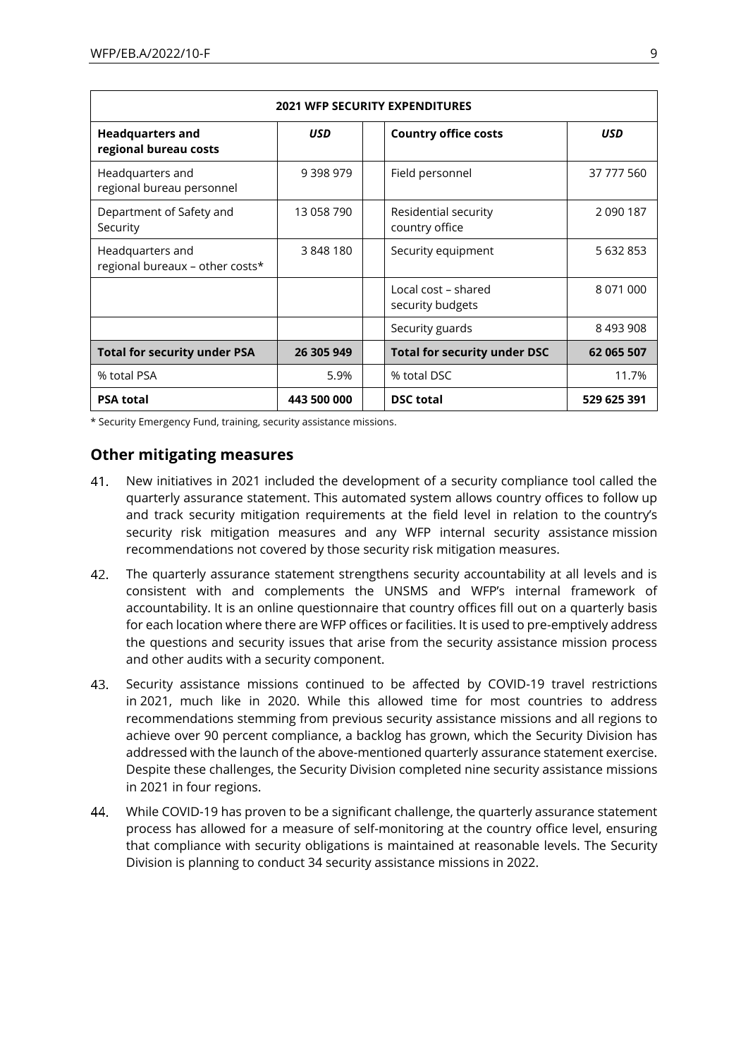| 2021 WFP SECURITY EXPENDITURES | | | | |
|---|---|---|---|---|
| **Headquarters and regional bureau costs** | ***USD*** | | **Country office costs** | ***USD*** |
| Headquarters and regional bureau personnel | 9 398 979 | | Field personnel | 37 777 560 |
| Department of Safety and Security | 13 058 790 | | Residential security country office | 2 090 187 |
| Headquarters and regional bureaux – other costs* | 3 848 180 | | Security equipment | 5 632 853 |
| | | | Local cost – shared security budgets | 8 071 000 |
| | | | Security guards | 8 493 908 |
| **Total for security under PSA** | **26 305 949** | | **Total for security under DSC** | **62 065 507** |
| % total PSA | 5.9% | | % total DSC | 11.7% |
| **PSA total** | **443 500 000** | | **DSC total** | **529 625 391** |

\* Security Emergency Fund, training, security assistance missions.

## Other mitigating measures

41. New initiatives in 2021 included the development of a security compliance tool called the quarterly assurance statement. This automated system allows country offices to follow up and track security mitigation requirements at the field level in relation to the country's security risk mitigation measures and any WFP internal security assistance mission recommendations not covered by those security risk mitigation measures.

42. The quarterly assurance statement strengthens security accountability at all levels and is consistent with and complements the UNSMS and WFP's internal framework of accountability. It is an online questionnaire that country offices fill out on a quarterly basis for each location where there are WFP offices or facilities. It is used to pre-emptively address the questions and security issues that arise from the security assistance mission process and other audits with a security component.

43. Security assistance missions continued to be affected by COVID-19 travel restrictions in 2021, much like in 2020. While this allowed time for most countries to address recommendations stemming from previous security assistance missions and all regions to achieve over 90 percent compliance, a backlog has grown, which the Security Division has addressed with the launch of the above-mentioned quarterly assurance statement exercise. Despite these challenges, the Security Division completed nine security assistance missions in 2021 in four regions.

44. While COVID-19 has proven to be a significant challenge, the quarterly assurance statement process has allowed for a measure of self-monitoring at the country office level, ensuring that compliance with security obligations is maintained at reasonable levels. The Security Division is planning to conduct 34 security assistance missions in 2022.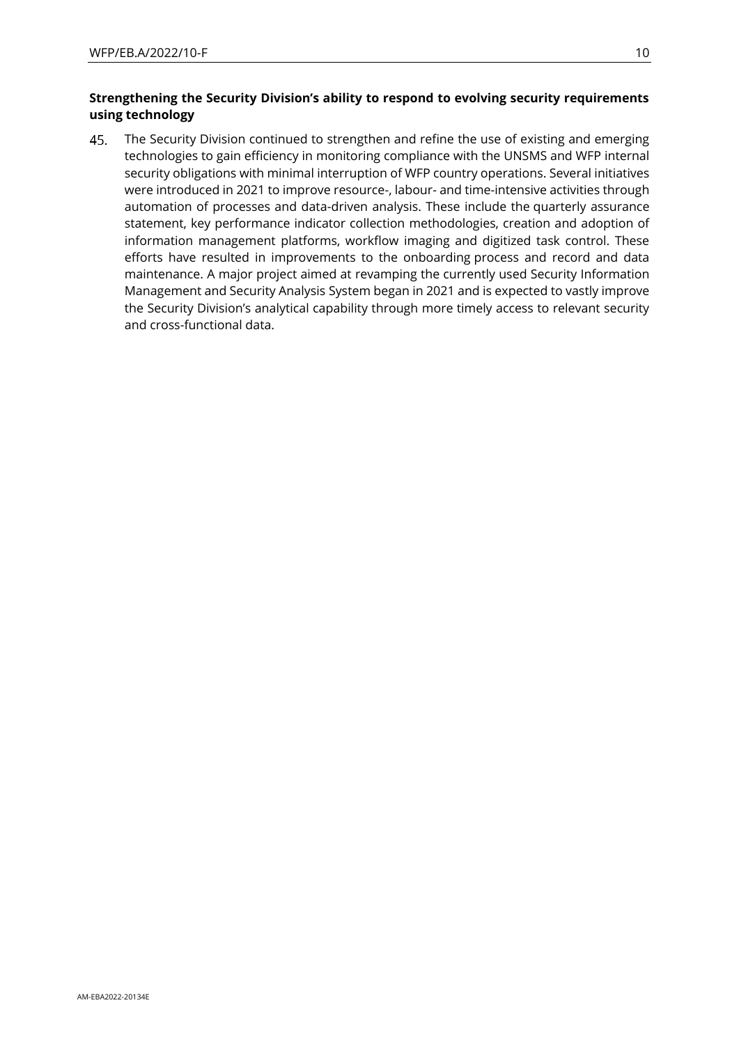**Strengthening the Security Division's ability to respond to evolving security requirements using technology**

45. The Security Division continued to strengthen and refine the use of existing and emerging technologies to gain efficiency in monitoring compliance with the UNSMS and WFP internal security obligations with minimal interruption of WFP country operations. Several initiatives were introduced in 2021 to improve resource-, labour- and time-intensive activities through automation of processes and data-driven analysis. These include the quarterly assurance statement, key performance indicator collection methodologies, creation and adoption of information management platforms, workflow imaging and digitized task control. These efforts have resulted in improvements to the onboarding process and record and data maintenance. A major project aimed at revamping the currently used Security Information Management and Security Analysis System began in 2021 and is expected to vastly improve the Security Division's analytical capability through more timely access to relevant security and cross-functional data.